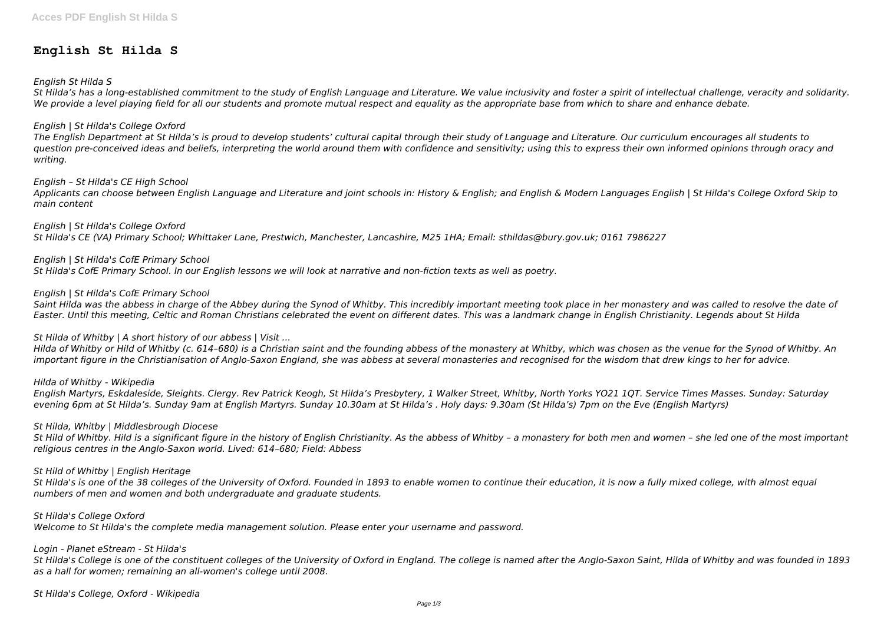# English St Hilda S

*English St Hilda S*

*St Hilda's has a long-established commitment to the study of English Language and Literature. We value inclusivity and foster a spirit of intellectual challenge, veracity and solidarity. We provide a level playing field for all our students and promote mutual respect and equality as the appropriate base from which to share and enhance debate.*

*English | St Hilda's College Oxford*

*The English Department at St Hilda's is proud to develop students' cultural capital through their study of Language and Literature. Our curriculum encourages all students to question pre-conceived ideas and beliefs, interpreting the world around them with confidence and sensitivity; using this to express their own informed opinions through oracy and writing.*

*English – St Hilda's CE High School*

*Applicants can choose between English Language and Literature and joint schools in: History & English; and English & Modern Languages English | St Hilda's College Oxford Skip to main content*

*English | St Hilda's College Oxford*

*St Hilda's CE (VA) Primary School; Whittaker Lane, Prestwich, Manchester, Lancashire, M25 1HA; Email: sthildas@bury.gov.uk; 0161 7986227*

*English | St Hilda's CofE Primary School*

*St Hilda's CofE Primary School. In our English lessons we will look at narrative and non-fiction texts as well as poetry.*

*English | St Hilda's CofE Primary School*

*Saint Hilda was the abbess in charge of the Abbey during the Synod of Whitby. This incredibly important meeting took place in her monastery and was called to resolve the date of Easter. Until this meeting, Celtic and Roman Christians celebrated the event on different dates. This was a landmark change in English Christianity. Legends about St Hilda*

*St Hilda of Whitby | A short history of our abbess | Visit ...*

*Hilda of Whitby or Hild of Whitby (c. 614–680) is a Christian saint and the founding abbess of the monastery at Whitby, which was chosen as the venue for the Synod of Whitby. An important figure in the Christianisation of Anglo-Saxon England, she was abbess at several monasteries and recognised for the wisdom that drew kings to her for advice.*

*Hilda of Whitby - Wikipedia*

*English Martyrs, Eskdaleside, Sleights. Clergy. Rev Patrick Keogh, St Hilda's Presbytery, 1 Walker Street, Whitby, North Yorks YO21 1QT. Service Times Masses. Sunday: Saturday evening 6pm at St Hilda's. Sunday 9am at English Martyrs. Sunday 10.30am at St Hilda's . Holy days: 9.30am (St Hilda's) 7pm on the Eve (English Martyrs)*

*St Hilda, Whitby | Middlesbrough Diocese*

*St Hild of Whitby. Hild is a significant figure in the history of English Christianity. As the abbess of Whitby – a monastery for both men and women – she led one of the most important religious centres in the Anglo-Saxon world. Lived: 614–680; Field: Abbess*

*St Hild of Whitby | English Heritage*

*St Hilda's is one of the 38 colleges of the University of Oxford. Founded in 1893 to enable women to continue their education, it is now a fully mixed college, with almost equal numbers of men and women and both undergraduate and graduate students.*

*St Hilda's College Oxford*

*Welcome to St Hilda's the complete media management solution. Please enter your username and password.*

*Login - Planet eStream - St Hilda's*

*St Hilda's College is one of the constituent colleges of the University of Oxford in England. The college is named after the Anglo-Saxon Saint, Hilda of Whitby and was founded in 1893 as a hall for women; remaining an all-women's college until 2008.*

*St Hilda's College, Oxford - Wikipedia*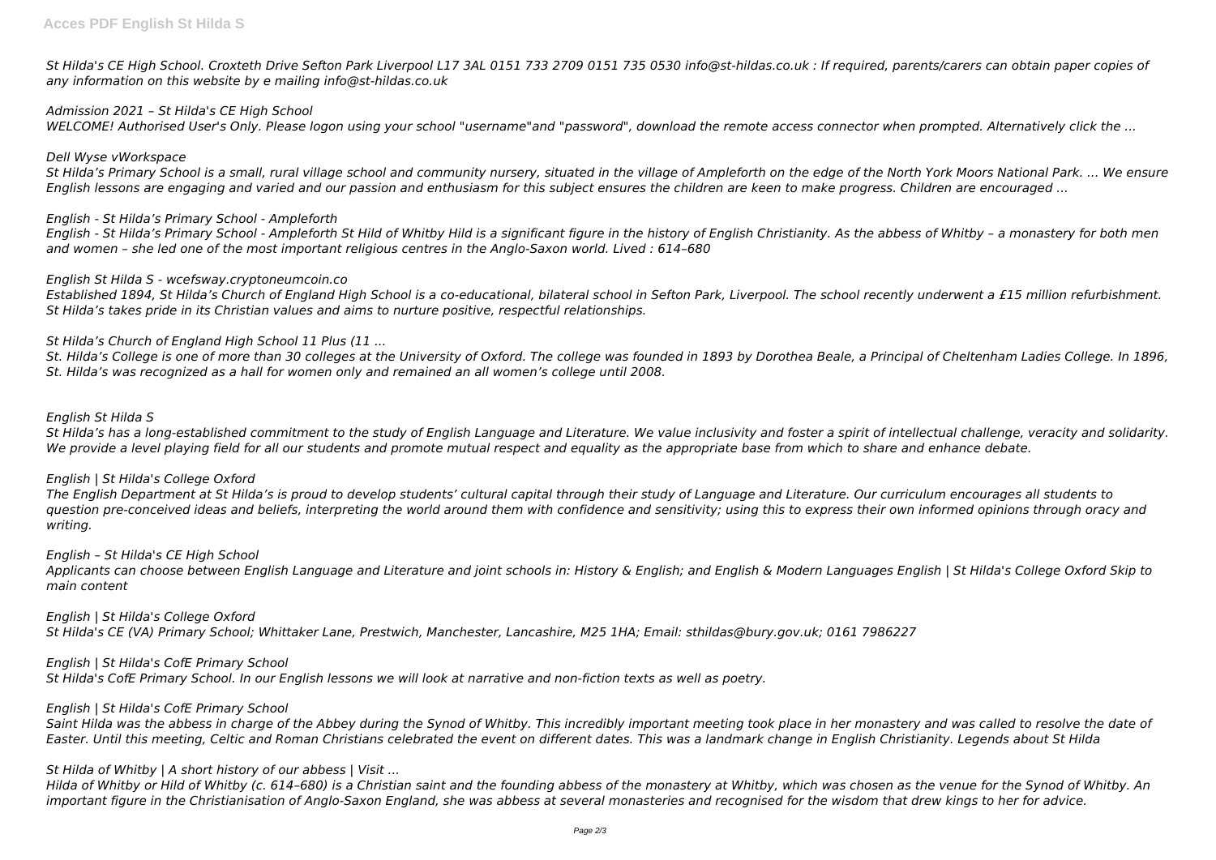*St Hilda's CE High School. Croxteth Drive Sefton Park Liverpool L17 3AL 0151 733 2709 0151 735 0530 info@st-hildas.co.uk : If required, parents/carers can obtain paper copies of any information on this website by e mailing info@st-hildas.co.uk*

*Admission 2021 – St Hilda's CE High School*

*WELCOME! Authorised User's Only. Please logon using your school "username"and "password", download the remote access connector when prompted. Alternatively click the ...*

*Dell Wyse vWorkspace*

*St Hilda's Primary School is a small, rural village school and community nursery, situated in the village of Ampleforth on the edge of the North York Moors National Park. ... We ensure English lessons are engaging and varied and our passion and enthusiasm for this subject ensures the children are keen to make progress. Children are encouraged ...*

*English - St Hilda's Primary School - Ampleforth*

*English - St Hilda's Primary School - Ampleforth St Hild of Whitby Hild is a significant figure in the history of English Christianity. As the abbess of Whitby – a monastery for both men and women – she led one of the most important religious centres in the Anglo-Saxon world. Lived : 614–680*

*English St Hilda S - wcefsway.cryptoneumcoin.co*

*Established 1894, St Hilda's Church of England High School is a co-educational, bilateral school in Sefton Park, Liverpool. The school recently underwent a £15 million refurbishment. St Hilda's takes pride in its Christian values and aims to nurture positive, respectful relationships.*

*St Hilda's Church of England High School 11 Plus (11 ...*

*St. Hilda's College is one of more than 30 colleges at the University of Oxford. The college was founded in 1893 by Dorothea Beale, a Principal of Cheltenham Ladies College. In 1896, St. Hilda's was recognized as a hall for women only and remained an all women's college until 2008.*

*English St Hilda S*

*St Hilda's has a long-established commitment to the study of English Language and Literature. We value inclusivity and foster a spirit of intellectual challenge, veracity and solidarity. We provide a level playing field for all our students and promote mutual respect and equality as the appropriate base from which to share and enhance debate.*

*English | St Hilda's College Oxford*

*The English Department at St Hilda's is proud to develop students' cultural capital through their study of Language and Literature. Our curriculum encourages all students to question pre-conceived ideas and beliefs, interpreting the world around them with confidence and sensitivity; using this to express their own informed opinions through oracy and writing.*

*English – St Hilda's CE High School*

*Applicants can choose between English Language and Literature and joint schools in: History & English; and English & Modern Languages English | St Hilda's College Oxford Skip to main content*

*English | St Hilda's College Oxford*

*St Hilda's CE (VA) Primary School; Whittaker Lane, Prestwich, Manchester, Lancashire, M25 1HA; Email: sthildas@bury.gov.uk; 0161 7986227*

*English | St Hilda's CofE Primary School*

*St Hilda's CofE Primary School. In our English lessons we will look at narrative and non-fiction texts as well as poetry.*

*English | St Hilda's CofE Primary School*

*Saint Hilda was the abbess in charge of the Abbey during the Synod of Whitby. This incredibly important meeting took place in her monastery and was called to resolve the date of Easter. Until this meeting, Celtic and Roman Christians celebrated the event on different dates. This was a landmark change in English Christianity. Legends about St Hilda*

*St Hilda of Whitby | A short history of our abbess | Visit ...*

*Hilda of Whitby or Hild of Whitby (c. 614–680) is a Christian saint and the founding abbess of the monastery at Whitby, which was chosen as the venue for the Synod of Whitby. An important figure in the Christianisation of Anglo-Saxon England, she was abbess at several monasteries and recognised for the wisdom that drew kings to her for advice.*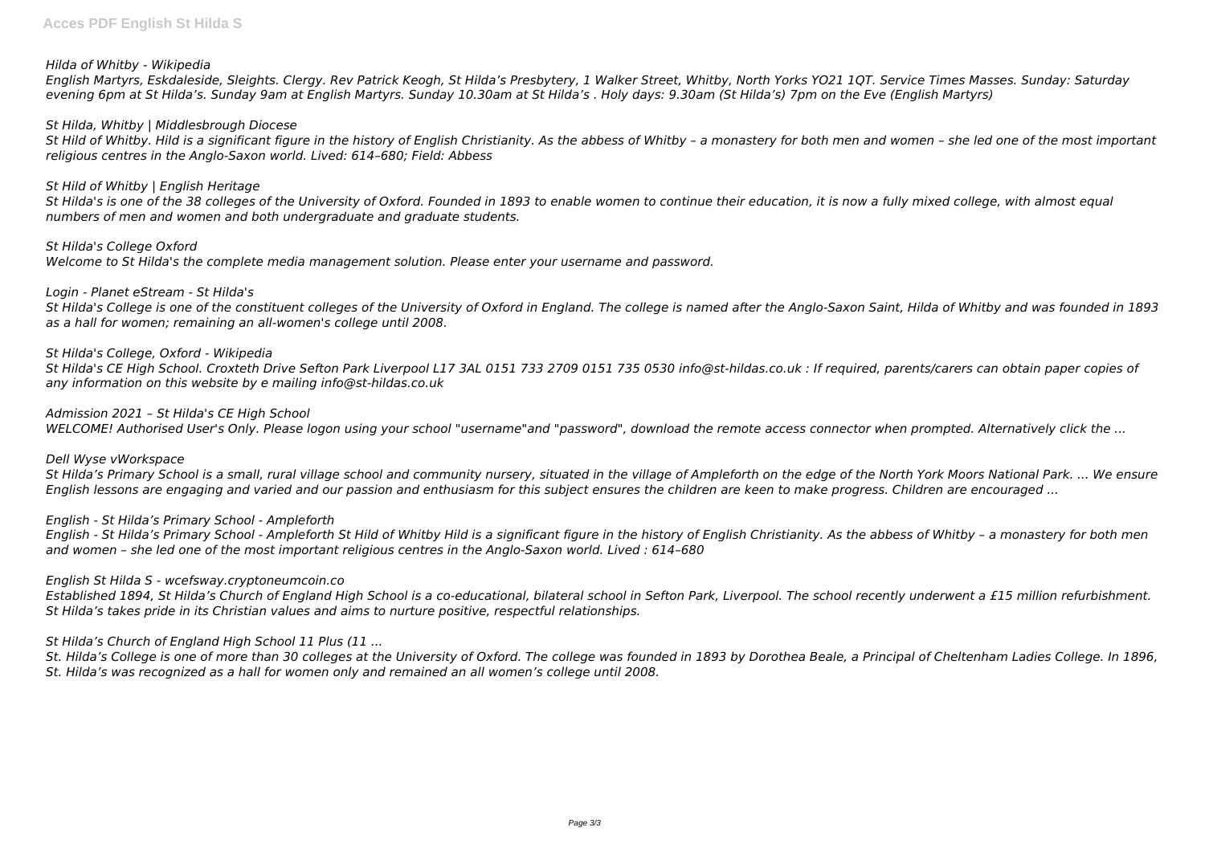*Hilda of Whitby - Wikipedia*

*English Martyrs, Eskdaleside, Sleights. Clergy. Rev Patrick Keogh, St Hilda's Presbytery, 1 Walker Street, Whitby, North Yorks YO21 1QT. Service Times Masses. Sunday: Saturday evening 6pm at St Hilda's. Sunday 9am at English Martyrs. Sunday 10.30am at St Hilda's . Holy days: 9.30am (St Hilda's) 7pm on the Eve (English Martyrs)*

*St Hilda, Whitby | Middlesbrough Diocese*

*St Hild of Whitby. Hild is a significant figure in the history of English Christianity. As the abbess of Whitby – a monastery for both men and women – she led one of the most important religious centres in the Anglo-Saxon world. Lived: 614–680; Field: Abbess*

*St Hild of Whitby | English Heritage*

*St Hilda's is one of the 38 colleges of the University of Oxford. Founded in 1893 to enable women to continue their education, it is now a fully mixed college, with almost equal numbers of men and women and both undergraduate and graduate students.*

*St Hilda's College Oxford*

*Welcome to St Hilda's the complete media management solution. Please enter your username and password.*

*Login - Planet eStream - St Hilda's*

*St Hilda's College is one of the constituent colleges of the University of Oxford in England. The college is named after the Anglo-Saxon Saint, Hilda of Whitby and was founded in 1893 as a hall for women; remaining an all-women's college until 2008.*

*St Hilda's College, Oxford - Wikipedia*

*St Hilda's CE High School. Croxteth Drive Sefton Park Liverpool L17 3AL 0151 733 2709 0151 735 0530 info@st-hildas.co.uk : If required, parents/carers can obtain paper copies of any information on this website by e mailing info@st-hildas.co.uk*

*Admission 2021 – St Hilda's CE High School*

*WELCOME! Authorised User's Only. Please logon using your school "username"and "password", download the remote access connector when prompted. Alternatively click the ...*

*Dell Wyse vWorkspace*

*St Hilda's Primary School is a small, rural village school and community nursery, situated in the village of Ampleforth on the edge of the North York Moors National Park. ... We ensure English lessons are engaging and varied and our passion and enthusiasm for this subject ensures the children are keen to make progress. Children are encouraged ...*

*English - St Hilda's Primary School - Ampleforth*

*English - St Hilda's Primary School - Ampleforth St Hild of Whitby Hild is a significant figure in the history of English Christianity. As the abbess of Whitby – a monastery for both men and women – she led one of the most important religious centres in the Anglo-Saxon world. Lived : 614–680*

*English St Hilda S - wcefsway.cryptoneumcoin.co*

*Established 1894, St Hilda's Church of England High School is a co-educational, bilateral school in Sefton Park, Liverpool. The school recently underwent a £15 million refurbishment. St Hilda's takes pride in its Christian values and aims to nurture positive, respectful relationships.*

*St Hilda's Church of England High School 11 Plus (11 ...*

*St. Hilda's College is one of more than 30 colleges at the University of Oxford. The college was founded in 1893 by Dorothea Beale, a Principal of Cheltenham Ladies College. In 1896, St. Hilda's was recognized as a hall for women only and remained an all women's college until 2008.*